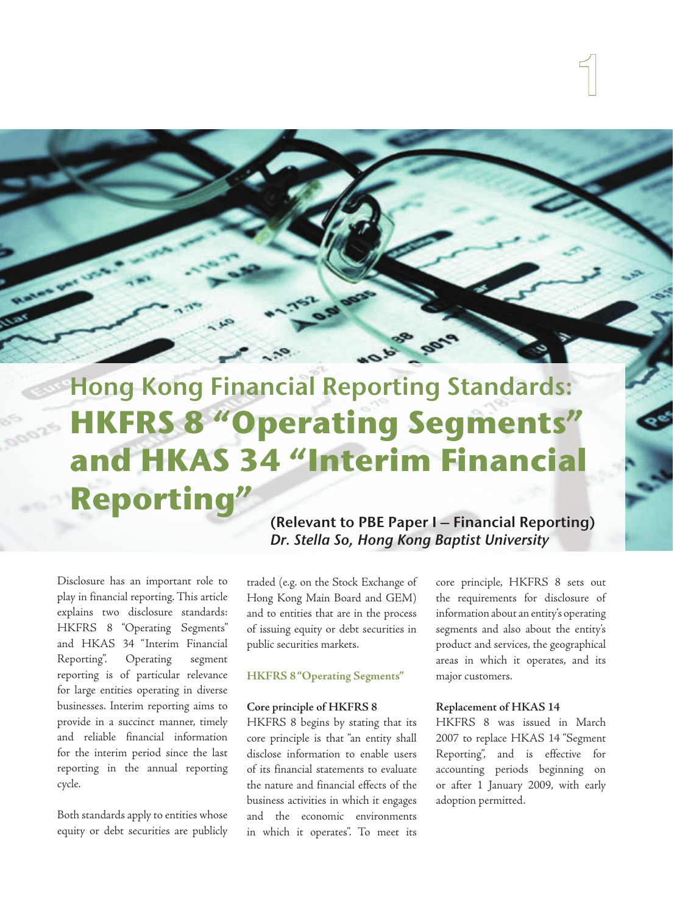# Hong Kong Financial Reporting Standards: HKFRS 8 "Operating Segments" and HKAS 34 "Interim Financial Reporting"

**(Relevant to PBE Paper I – Financial Reporting)**

***Dr. Stella So, Hong Kong Baptist University***

Disclosure has an important role to play in financial reporting. This article explains two disclosure standards: HKFRS 8 "Operating Segments" and HKAS 34 "Interim Financial Reporting". Operating segment reporting is of particular relevance for large entities operating in diverse businesses. Interim reporting aims to provide in a succinct manner, timely and reliable financial information for the interim period since the last reporting in the annual reporting cycle.

Both standards apply to entities whose equity or debt securities are publicly traded (e.g. on the Stock Exchange of Hong Kong Main Board and GEM) and to entities that are in the process of issuing equity or debt securities in public securities markets.

## HKFRS 8 "Operating Segments"

### Core principle of HKFRS 8

HKFRS 8 begins by stating that its core principle is that "an entity shall disclose information to enable users of its financial statements to evaluate the nature and financial effects of the business activities in which it engages and the economic environments in which it operates". To meet its core principle, HKFRS 8 sets out the requirements for disclosure of information about an entity's operating segments and also about the entity's product and services, the geographical areas in which it operates, and its major customers.

### Replacement of HKAS 14

HKFRS 8 was issued in March 2007 to replace HKAS 14 "Segment Reporting", and is effective for accounting periods beginning on or after 1 January 2009, with early adoption permitted.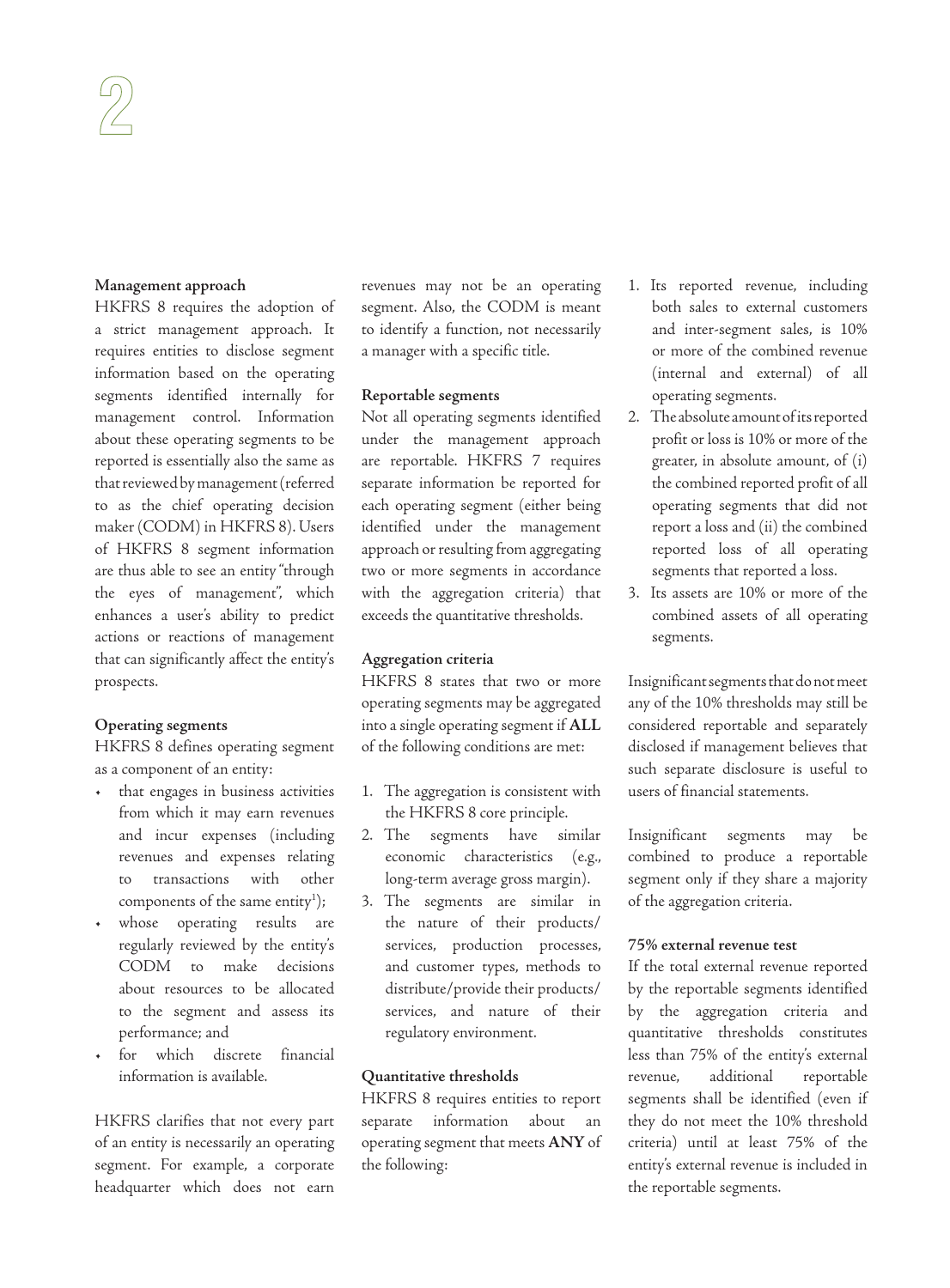### Management approach

HKFRS 8 requires the adoption of a strict management approach. It requires entities to disclose segment information based on the operating segments identified internally for management control. Information about these operating segments to be reported is essentially also the same as that reviewed by management (referred to as the chief operating decision maker (CODM) in HKFRS 8). Users of HKFRS 8 segment information are thus able to see an entity "through the eyes of management", which enhances a user's ability to predict actions or reactions of management that can significantly affect the entity's prospects.

### Operating segments

HKFRS 8 defines operating segment as a component of an entity:

- that engages in business activities from which it may earn revenues and incur expenses (including revenues and expenses relating to transactions with other components of the same entity[1]);
- whose operating results are regularly reviewed by the entity's CODM to make decisions about resources to be allocated to the segment and assess its performance; and
- for which discrete financial information is available.

HKFRS clarifies that not every part of an entity is necessarily an operating segment. For example, a corporate headquarter which does not earn revenues may not be an operating segment. Also, the CODM is meant to identify a function, not necessarily a manager with a specific title.

### Reportable segments

Not all operating segments identified under the management approach are reportable. HKFRS 7 requires separate information be reported for each operating segment (either being identified under the management approach or resulting from aggregating two or more segments in accordance with the aggregation criteria) that exceeds the quantitative thresholds.

### Aggregation criteria

HKFRS 8 states that two or more operating segments may be aggregated into a single operating segment if **ALL** of the following conditions are met:

1. The aggregation is consistent with the HKFRS 8 core principle.
2. The segments have similar economic characteristics (e.g., long-term average gross margin).
3. The segments are similar in the nature of their products/services, production processes, and customer types, methods to distribute/provide their products/services, and nature of their regulatory environment.

### Quantitative thresholds

HKFRS 8 requires entities to report separate information about an operating segment that meets **ANY** of the following:

1. Its reported revenue, including both sales to external customers and inter-segment sales, is 10% or more of the combined revenue (internal and external) of all operating segments.
2. The absolute amount of its reported profit or loss is 10% or more of the greater, in absolute amount, of (i) the combined reported profit of all operating segments that did not report a loss and (ii) the combined reported loss of all operating segments that reported a loss.
3. Its assets are 10% or more of the combined assets of all operating segments.

Insignificant segments that do not meet any of the 10% thresholds may still be considered reportable and separately disclosed if management believes that such separate disclosure is useful to users of financial statements.

Insignificant segments may be combined to produce a reportable segment only if they share a majority of the aggregation criteria.

### 75% external revenue test

If the total external revenue reported by the reportable segments identified by the aggregation criteria and quantitative thresholds constitutes less than 75% of the entity's external revenue, additional reportable segments shall be identified (even if they do not meet the 10% threshold criteria) until at least 75% of the entity's external revenue is included in the reportable segments.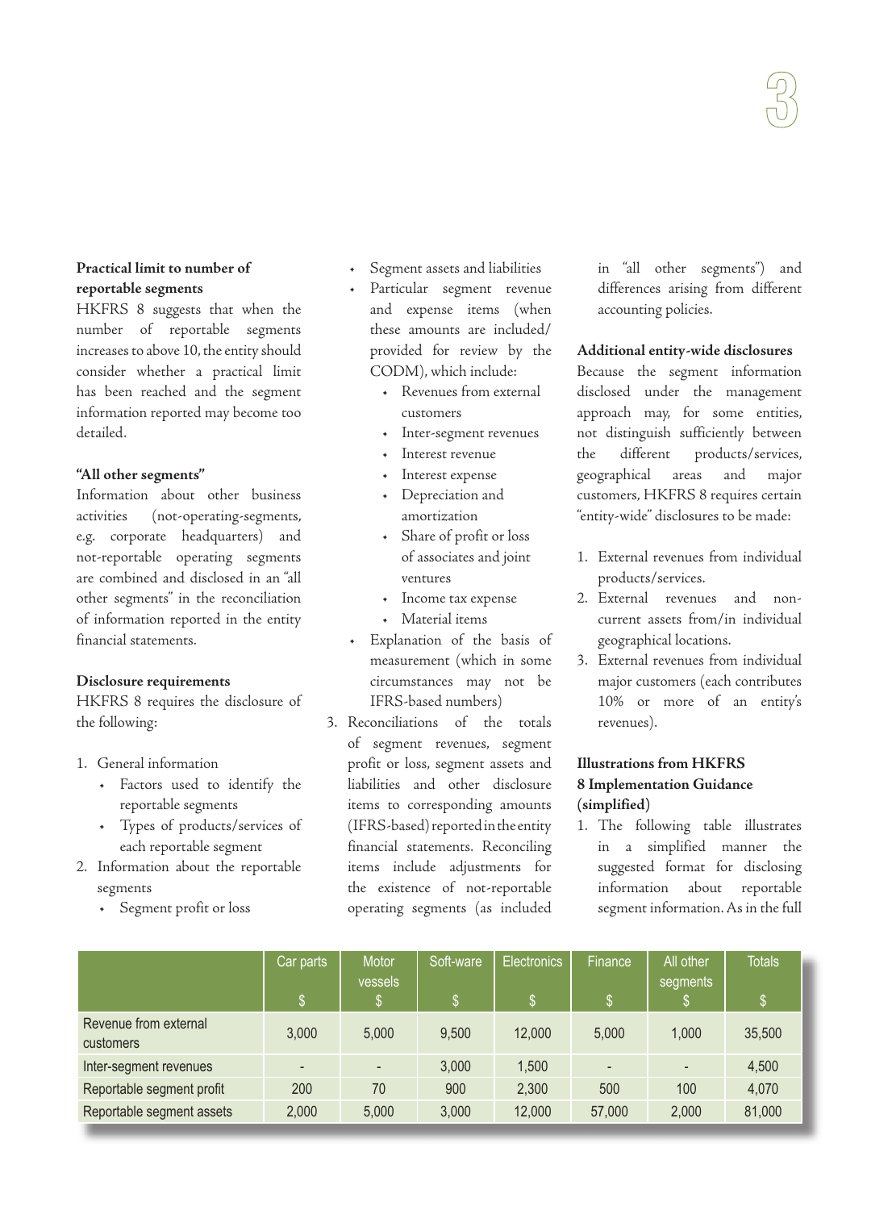**Practical limit to number of reportable segments**

HKFRS 8 suggests that when the number of reportable segments increases to above 10, the entity should consider whether a practical limit has been reached and the segment information reported may become too detailed.

**"All other segments"**

Information about other business activities (not-operating-segments, e.g. corporate headquarters) and not-reportable operating segments are combined and disclosed in an "all other segments" in the reconciliation of information reported in the entity financial statements.

**Disclosure requirements**

HKFRS 8 requires the disclosure of the following:

1. General information
   - Factors used to identify the reportable segments
   - Types of products/services of each reportable segment
2. Information about the reportable segments
   - Segment profit or loss
   - Segment assets and liabilities
   - Particular segment revenue and expense items (when these amounts are included/provided for review by the CODM), which include:
     - Revenues from external customers
     - Inter-segment revenues
     - Interest revenue
     - Interest expense
     - Depreciation and amortization
     - Share of profit or loss of associates and joint ventures
     - Income tax expense
     - Material items
   - Explanation of the basis of measurement (which in some circumstances may not be IFRS-based numbers)
3. Reconciliations of the totals of segment revenues, segment profit or loss, segment assets and liabilities and other disclosure items to corresponding amounts (IFRS-based) reported in the entity financial statements. Reconciling items include adjustments for the existence of not-reportable operating segments (as included in "all other segments") and differences arising from different accounting policies.

**Additional entity-wide disclosures**

Because the segment information disclosed under the management approach may, for some entities, not distinguish sufficiently between the different products/services, geographical areas and major customers, HKFRS 8 requires certain "entity-wide" disclosures to be made:

1. External revenues from individual products/services.
2. External revenues and non-current assets from/in individual geographical locations.
3. External revenues from individual major customers (each contributes 10% or more of an entity's revenues).

**Illustrations from HKFRS 8 Implementation Guidance (simplified)**

1. The following table illustrates in a simplified manner the suggested format for disclosing information about reportable segment information. As in the full

| | Car parts<br>$ | Motor vessels<br>$ | Soft-ware<br>$ | Electronics<br>$ | Finance<br>$ | All other segments<br>$ | Totals<br>$ |
|---|---|---|---|---|---|---|---|
| Revenue from external customers | 3,000 | 5,000 | 9,500 | 12,000 | 5,000 | 1,000 | 35,500 |
| Inter-segment revenues | - | - | 3,000 | 1,500 | - | - | 4,500 |
| Reportable segment profit | 200 | 70 | 900 | 2,300 | 500 | 100 | 4,070 |
| Reportable segment assets | 2,000 | 5,000 | 3,000 | 12,000 | 57,000 | 2,000 | 81,000 |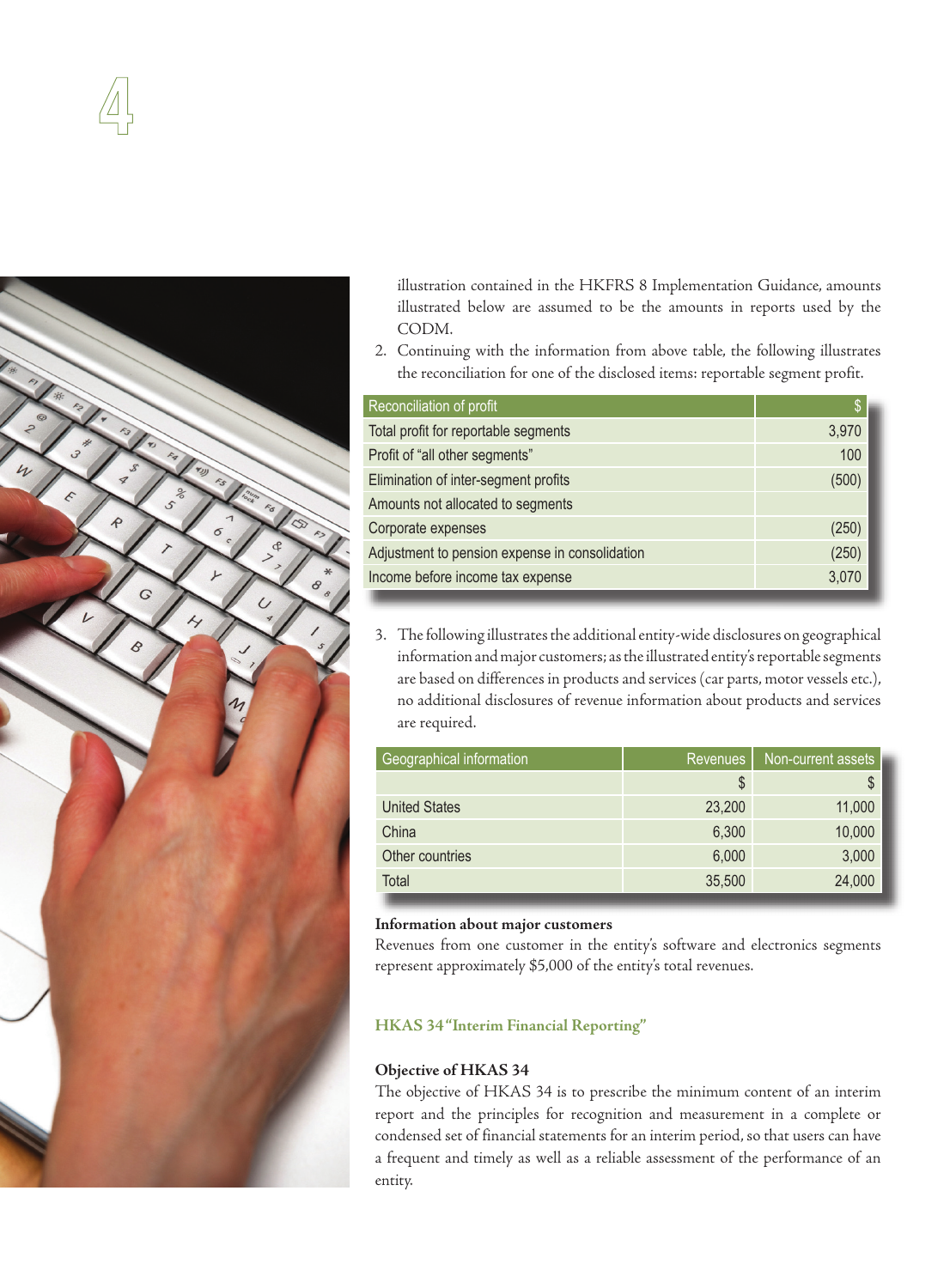illustration contained in the HKFRS 8 Implementation Guidance, amounts illustrated below are assumed to be the amounts in reports used by the CODM.

2. Continuing with the information from above table, the following illustrates the reconciliation for one of the disclosed items: reportable segment profit.

| Reconciliation of profit | $ |
|---|---|
| Total profit for reportable segments | 3,970 |
| Profit of "all other segments" | 100 |
| Elimination of inter-segment profits | (500) |
| Amounts not allocated to segments | |
| Corporate expenses | (250) |
| Adjustment to pension expense in consolidation | (250) |
| Income before income tax expense | 3,070 |

3. The following illustrates the additional entity-wide disclosures on geographical information and major customers; as the illustrated entity's reportable segments are based on differences in products and services (car parts, motor vessels etc.), no additional disclosures of revenue information about products and services are required.

| Geographical information | Revenues | Non-current assets |
|---|---|---|
| | $ | $ |
| United States | 23,200 | 11,000 |
| China | 6,300 | 10,000 |
| Other countries | 6,000 | 3,000 |
| Total | 35,500 | 24,000 |

**Information about major customers**

Revenues from one customer in the entity's software and electronics segments represent approximately $5,000 of the entity's total revenues.

## HKAS 34 "Interim Financial Reporting"

### Objective of HKAS 34

The objective of HKAS 34 is to prescribe the minimum content of an interim report and the principles for recognition and measurement in a complete or condensed set of financial statements for an interim period, so that users can have a frequent and timely as well as a reliable assessment of the performance of an entity.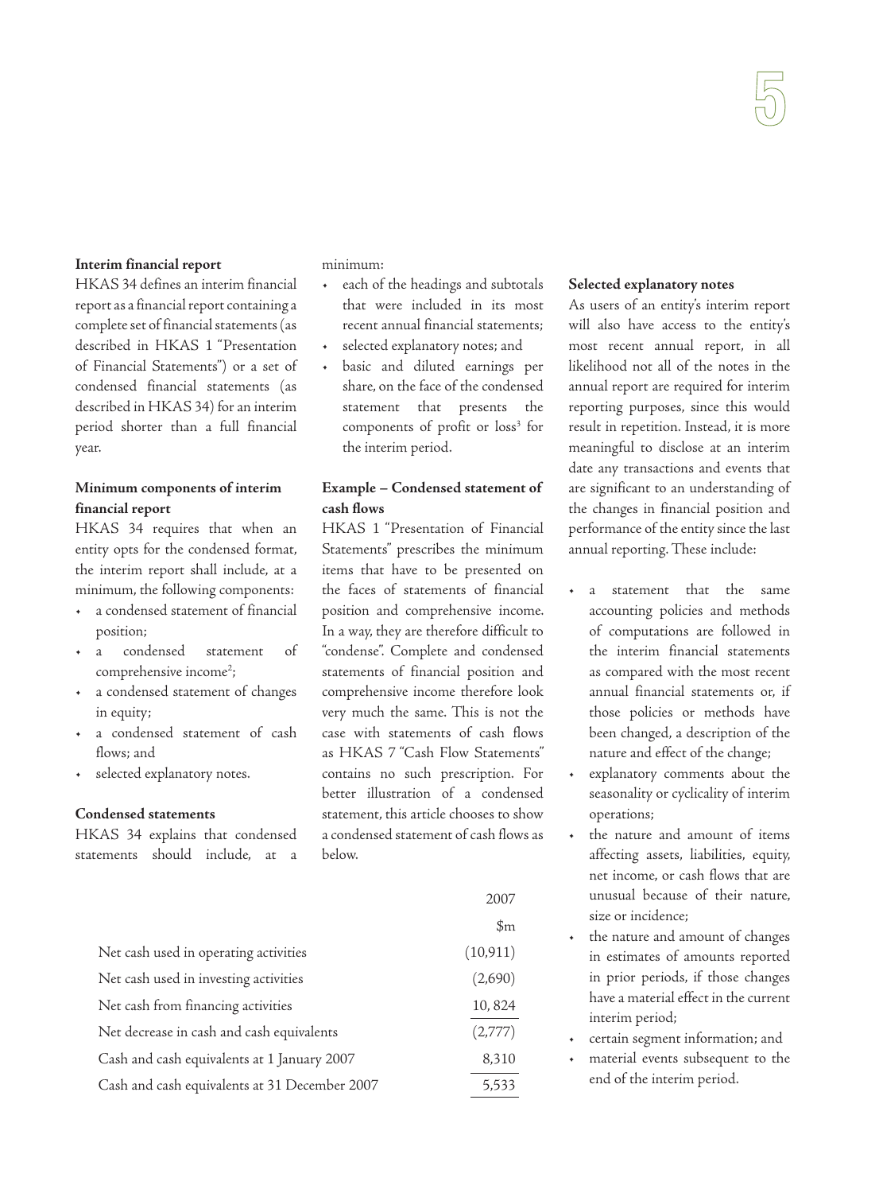### Interim financial report

HKAS 34 defines an interim financial report as a financial report containing a complete set of financial statements (as described in HKAS 1 "Presentation of Financial Statements") or a set of condensed financial statements (as described in HKAS 34) for an interim period shorter than a full financial year.

### Minimum components of interim financial report

HKAS 34 requires that when an entity opts for the condensed format, the interim report shall include, at a minimum, the following components:

- a condensed statement of financial position;
- a condensed statement of comprehensive income[2];
- a condensed statement of changes in equity;
- a condensed statement of cash flows; and
- selected explanatory notes.

### Condensed statements

HKAS 34 explains that condensed statements should include, at a minimum:

- each of the headings and subtotals that were included in its most recent annual financial statements;
- selected explanatory notes; and
- basic and diluted earnings per share, on the face of the condensed statement that presents the components of profit or loss[3] for the interim period.

### Example – Condensed statement of cash flows

HKAS 1 "Presentation of Financial Statements" prescribes the minimum items that have to be presented on the faces of statements of financial position and comprehensive income. In a way, they are therefore difficult to "condense". Complete and condensed statements of financial position and comprehensive income therefore look very much the same. This is not the case with statements of cash flows as HKAS 7 "Cash Flow Statements" contains no such prescription. For better illustration of a condensed statement, this article chooses to show a condensed statement of cash flows as below.

| | 2007 |
|---|---|
| | $m |
| Net cash used in operating activities | (10,911) |
| Net cash used in investing activities | (2,690) |
| Net cash from financing activities | 10, 824 |
| Net decrease in cash and cash equivalents | (2,777) |
| Cash and cash equivalents at 1 January 2007 | 8,310 |
| Cash and cash equivalents at 31 December 2007 | 5,533 |

### Selected explanatory notes

As users of an entity's interim report will also have access to the entity's most recent annual report, in all likelihood not all of the notes in the annual report are required for interim reporting purposes, since this would result in repetition. Instead, it is more meaningful to disclose at an interim date any transactions and events that are significant to an understanding of the changes in financial position and performance of the entity since the last annual reporting. These include:

- a statement that the same accounting policies and methods of computations are followed in the interim financial statements as compared with the most recent annual financial statements or, if those policies or methods have been changed, a description of the nature and effect of the change;
- explanatory comments about the seasonality or cyclicality of interim operations;
- the nature and amount of items affecting assets, liabilities, equity, net income, or cash flows that are unusual because of their nature, size or incidence;
- the nature and amount of changes in estimates of amounts reported in prior periods, if those changes have a material effect in the current interim period;
- certain segment information; and
- material events subsequent to the end of the interim period.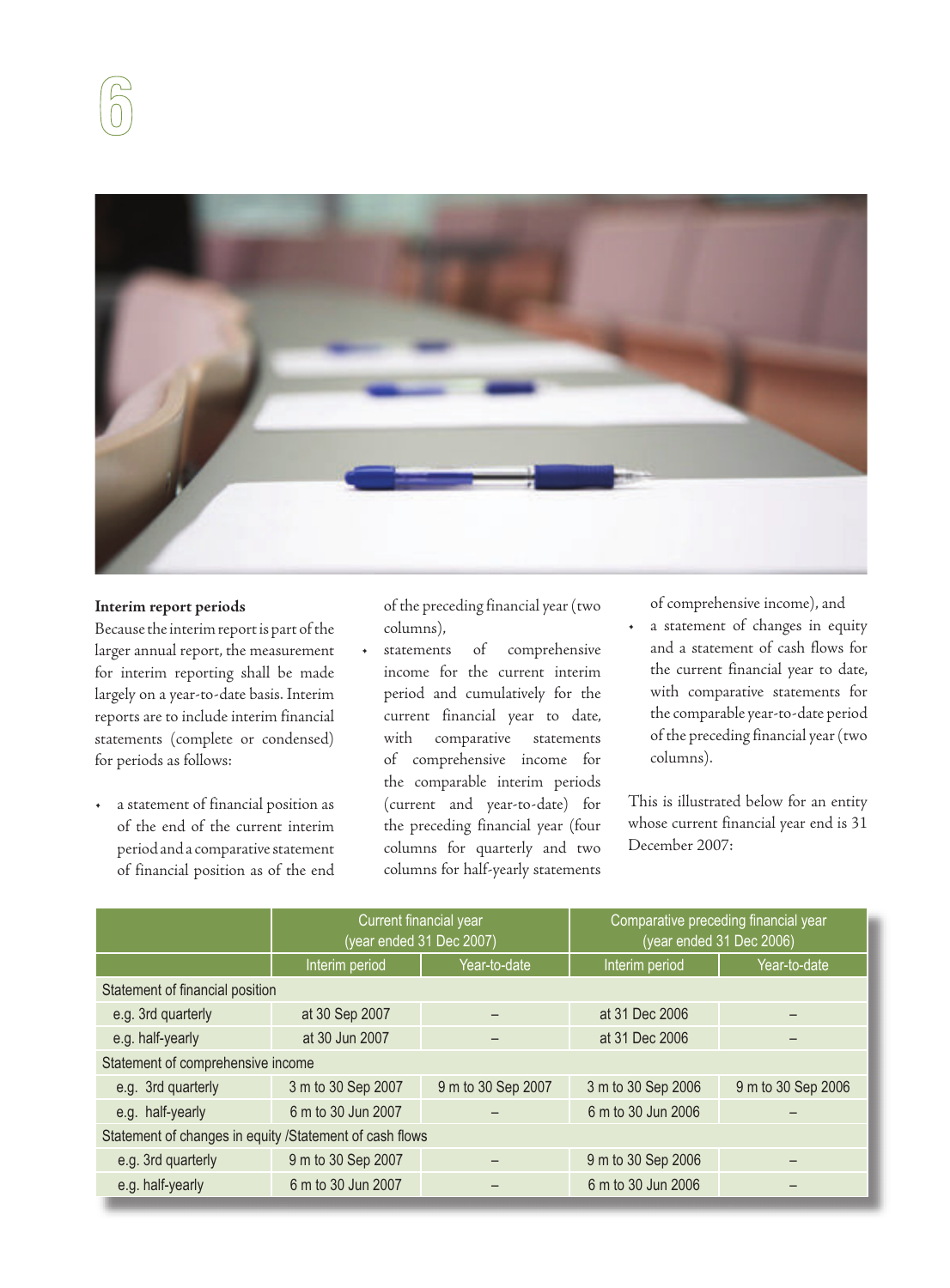## Interim report periods

Because the interim report is part of the larger annual report, the measurement for interim reporting shall be made largely on a year-to-date basis. Interim reports are to include interim financial statements (complete or condensed) for periods as follows:

- a statement of financial position as of the end of the current interim period and a comparative statement of financial position as of the end of the preceding financial year (two columns),
- statements of comprehensive income for the current interim period and cumulatively for the current financial year to date, with comparative statements of comprehensive income for the comparable interim periods (current and year-to-date) for the preceding financial year (four columns for quarterly and two columns for half-yearly statements of comprehensive income), and
- a statement of changes in equity and a statement of cash flows for the current financial year to date, with comparative statements for the comparable year-to-date period of the preceding financial year (two columns).

This is illustrated below for an entity whose current financial year end is 31 December 2007:

| | Current financial year (year ended 31 Dec 2007) | | Comparative preceding financial year (year ended 31 Dec 2006) | |
|---|---|---|---|---|
| | Interim period | Year-to-date | Interim period | Year-to-date |
| Statement of financial position | | | | |
| e.g. 3rd quarterly | at 30 Sep 2007 | – | at 31 Dec 2006 | – |
| e.g. half-yearly | at 30 Jun 2007 | – | at 31 Dec 2006 | – |
| Statement of comprehensive income | | | | |
| e.g. 3rd quarterly | 3 m to 30 Sep 2007 | 9 m to 30 Sep 2007 | 3 m to 30 Sep 2006 | 9 m to 30 Sep 2006 |
| e.g. half-yearly | 6 m to 30 Jun 2007 | – | 6 m to 30 Jun 2006 | – |
| Statement of changes in equity /Statement of cash flows | | | | |
| e.g. 3rd quarterly | 9 m to 30 Sep 2007 | – | 9 m to 30 Sep 2006 | – |
| e.g. half-yearly | 6 m to 30 Jun 2007 | – | 6 m to 30 Jun 2006 | – |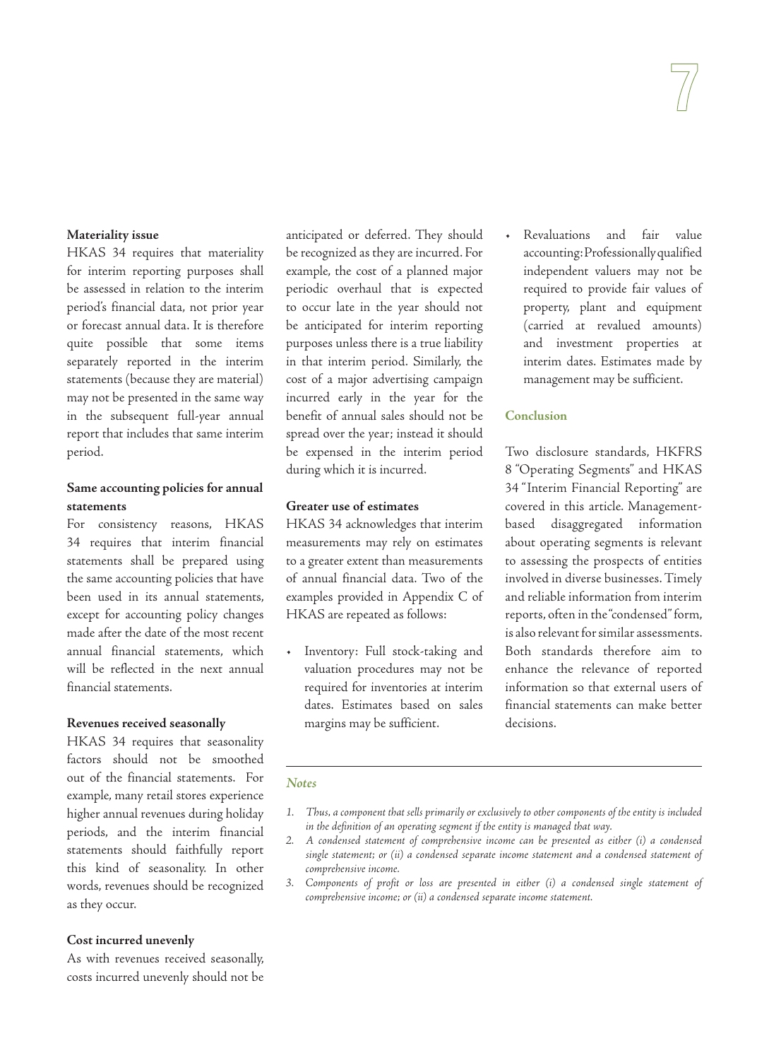**Materiality issue**

HKAS 34 requires that materiality for interim reporting purposes shall be assessed in relation to the interim period's financial data, not prior year or forecast annual data. It is therefore quite possible that some items separately reported in the interim statements (because they are material) may not be presented in the same way in the subsequent full-year annual report that includes that same interim period.

**Same accounting policies for annual statements**

For consistency reasons, HKAS 34 requires that interim financial statements shall be prepared using the same accounting policies that have been used in its annual statements, except for accounting policy changes made after the date of the most recent annual financial statements, which will be reflected in the next annual financial statements.

**Revenues received seasonally**

HKAS 34 requires that seasonality factors should not be smoothed out of the financial statements. For example, many retail stores experience higher annual revenues during holiday periods, and the interim financial statements should faithfully report this kind of seasonality. In other words, revenues should be recognized as they occur.

**Cost incurred unevenly**

As with revenues received seasonally, costs incurred unevenly should not be anticipated or deferred. They should be recognized as they are incurred. For example, the cost of a planned major periodic overhaul that is expected to occur late in the year should not be anticipated for interim reporting purposes unless there is a true liability in that interim period. Similarly, the cost of a major advertising campaign incurred early in the year for the benefit of annual sales should not be spread over the year; instead it should be expensed in the interim period during which it is incurred.

**Greater use of estimates**

HKAS 34 acknowledges that interim measurements may rely on estimates to a greater extent than measurements of annual financial data. Two of the examples provided in Appendix C of HKAS are repeated as follows:

- Inventory: Full stock-taking and valuation procedures may not be required for inventories at interim dates. Estimates based on sales margins may be sufficient.
- Revaluations and fair value accounting: Professionally qualified independent valuers may not be required to provide fair values of property, plant and equipment (carried at revalued amounts) and investment properties at interim dates. Estimates made by management may be sufficient.

## Conclusion

Two disclosure standards, HKFRS 8 "Operating Segments" and HKAS 34 "Interim Financial Reporting" are covered in this article. Management-based disaggregated information about operating segments is relevant to assessing the prospects of entities involved in diverse businesses. Timely and reliable information from interim reports, often in the "condensed" form, is also relevant for similar assessments. Both standards therefore aim to enhance the relevance of reported information so that external users of financial statements can make better decisions.

---

*Notes*

1. *Thus, a component that sells primarily or exclusively to other components of the entity is included in the definition of an operating segment if the entity is managed that way.*
2. *A condensed statement of comprehensive income can be presented as either (i) a condensed single statement; or (ii) a condensed separate income statement and a condensed statement of comprehensive income.*
3. *Components of profit or loss are presented in either (i) a condensed single statement of comprehensive income; or (ii) a condensed separate income statement.*